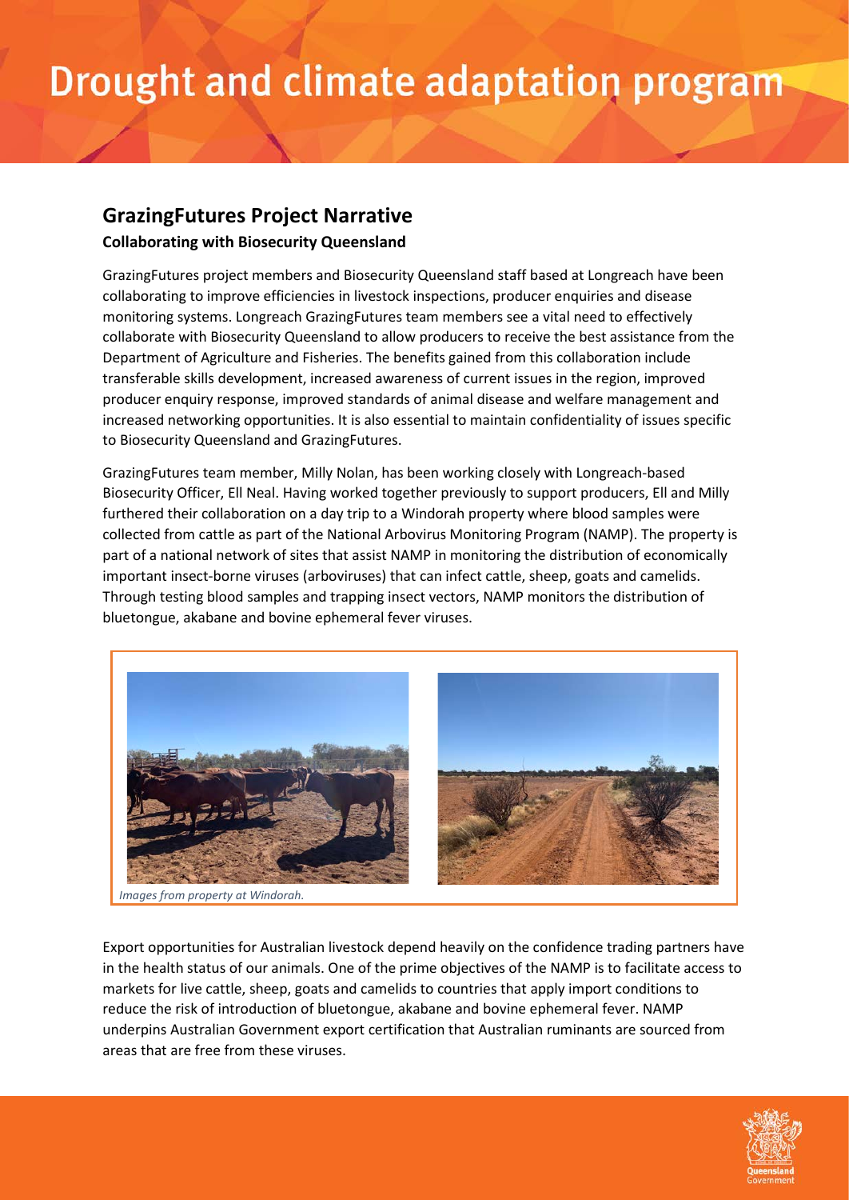# Drought and climate adaptation program

## GrazingFutures Project Narrative

### Collaborating with Biosecurity Queensland

GrazingFutures project members and Biosecurity Queensland staff based at Longreach have been collaborating to improve efficiencies in livestock inspections, producer enquiries and disease monitoring systems. Longreach GrazingFutures team members see a vital need to effectively collaborate with Biosecurity Queensland to allow producers to receive the best assistance from the Department of Agriculture and Fisheries. The benefits gained from this collaboration include transferable skills development, increased awareness of current issues in the region, improved producer enquiry response, improved standards of animal disease and welfare management and increased networking opportunities. It is also essential to maintain confidentiality of issues specific to Biosecurity Queensland and GrazingFutures.

GrazingFutures team member, Milly Nolan, has been working closely with Longreach-based Biosecurity Officer, Ell Neal. Having worked together previously to support producers, Ell and Milly furthered their collaboration on a day trip to a Windorah property where blood samples were collected from cattle as part of the National Arbovirus Monitoring Program (NAMP). The property is part of a national network of sites that assist NAMP in monitoring the distribution of economically important insect-borne viruses (arboviruses) that can infect cattle, sheep, goats and camelids. Through testing blood samples and trapping insect vectors, NAMP monitors the distribution of bluetongue, akabane and bovine ephemeral fever viruses.

*Images from property at Windorah.*

Export opportunities for Australian livestock depend heavily on the confidence trading partners have in the health status of our animals. One of the prime objectives of the NAMP is to facilitate access to markets for live cattle, sheep, goats and camelids to countries that apply import conditions to reduce the risk of introduction of bluetongue, akabane and bovine ephemeral fever. NAMP underpins Australian Government export certification that Australian ruminants are sourced from areas that are free from these viruses.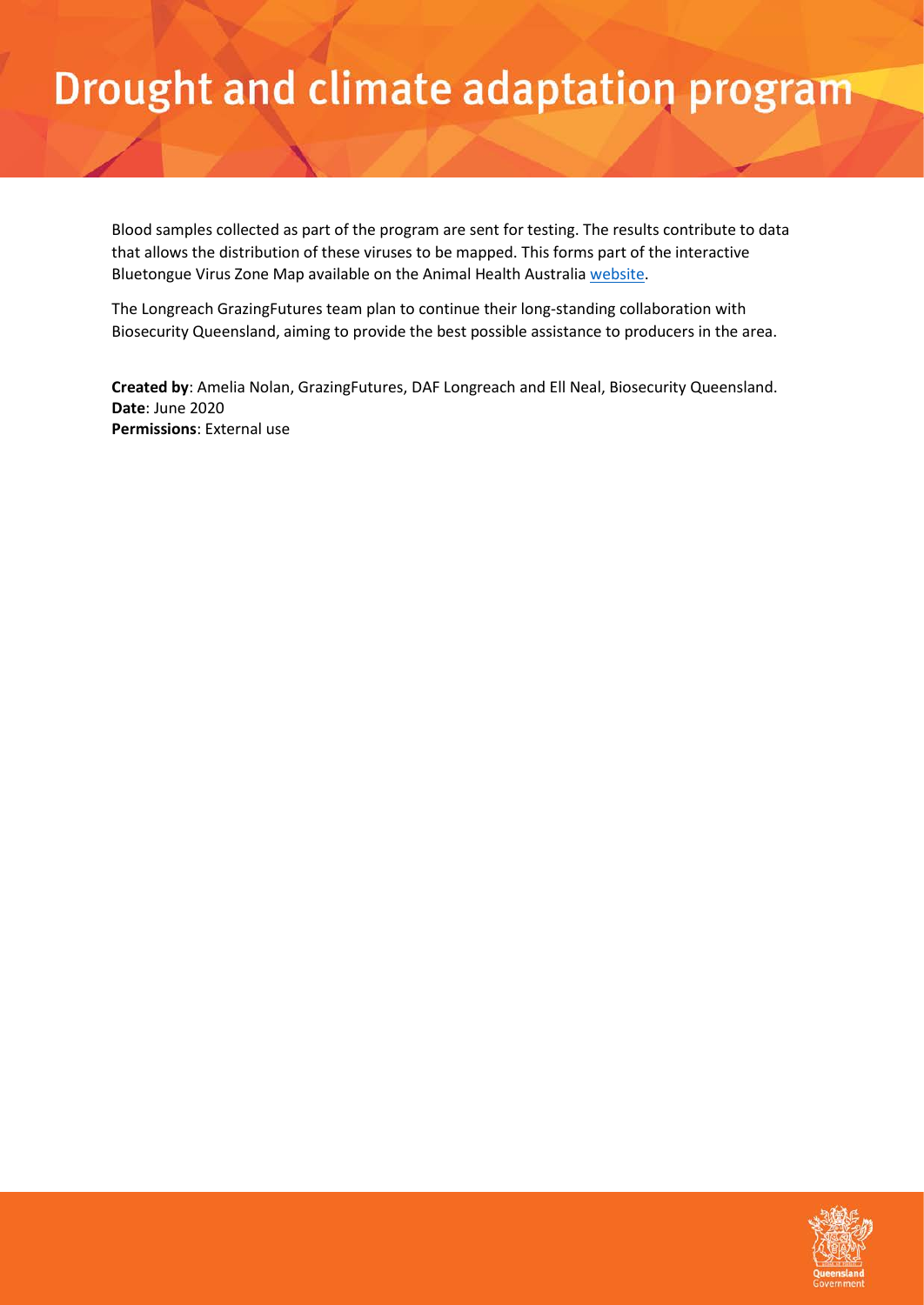Blood samples collected as part of the program are sent for testing. The results contribute to data that allows the distribution of these viruses to be mapped. This forms part of the interactive Bluetongue Virus Zone Map available on the Animal Health Australia website.

The Longreach GrazingFutures team plan to continue their long-standing collaboration with Biosecurity Queensland, aiming to provide the best possible assistance to producers in the area.

**Created by**: Amelia Nolan, GrazingFutures, DAF Longreach and Ell Neal, Biosecurity Queensland.
**Date**: June 2020
**Permissions**: External use